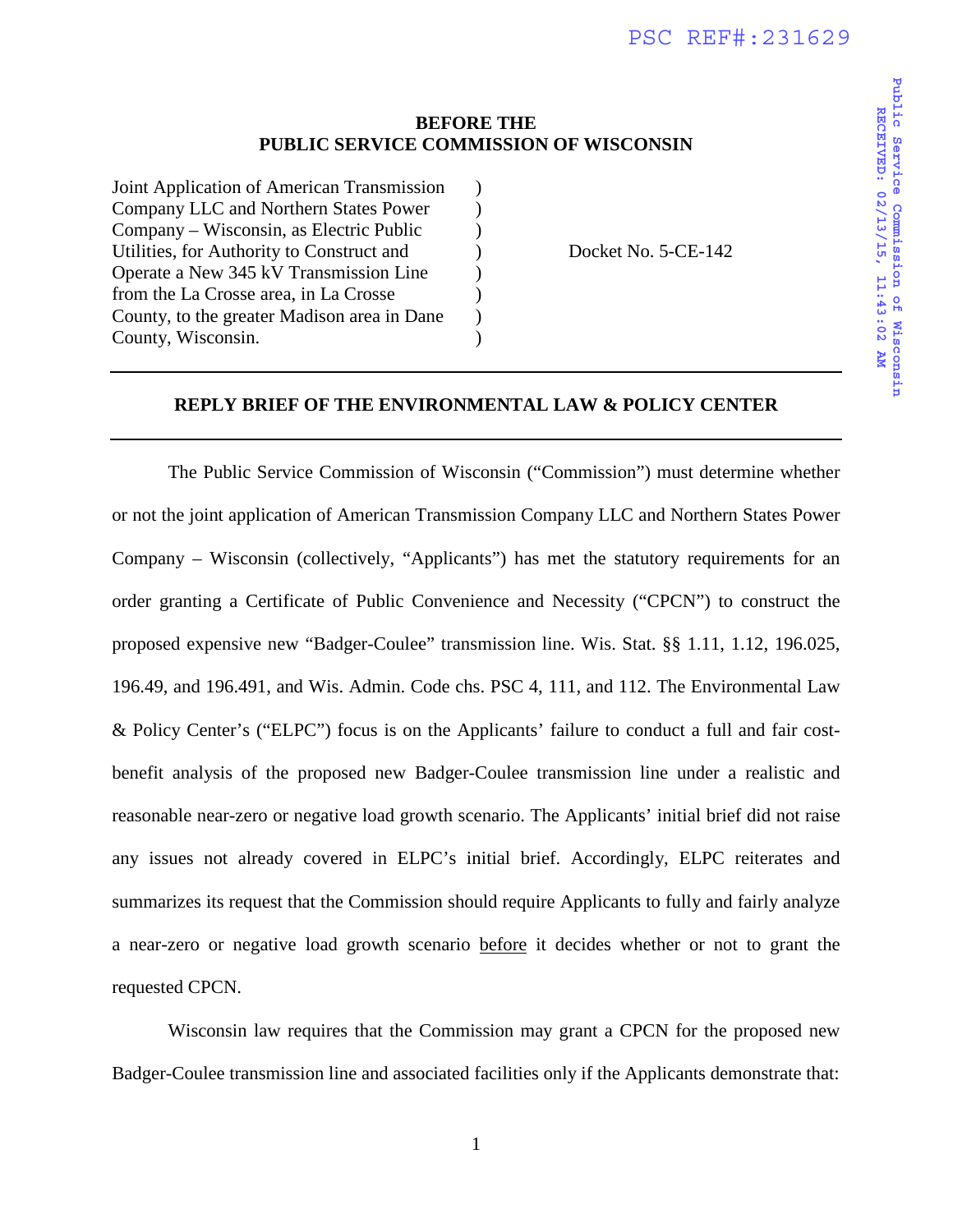**BEFORE THE**
**PUBLIC SERVICE COMMISSION OF WISCONSIN**

| | | |
|---|---|---|
| Joint Application of American Transmission Company LLC and Northern States Power Company – Wisconsin, as Electric Public Utilities, for Authority to Construct and Operate a New 345 kV Transmission Line from the La Crosse area, in La Crosse County, to the greater Madison area in Dane County, Wisconsin. | ) | Docket No. 5-CE-142 |

---

**REPLY BRIEF OF THE ENVIRONMENTAL LAW & POLICY CENTER**

---

The Public Service Commission of Wisconsin ("Commission") must determine whether or not the joint application of American Transmission Company LLC and Northern States Power Company – Wisconsin (collectively, "Applicants") has met the statutory requirements for an order granting a Certificate of Public Convenience and Necessity ("CPCN") to construct the proposed expensive new "Badger-Coulee" transmission line. Wis. Stat. §§ 1.11, 1.12, 196.025, 196.49, and 196.491, and Wis. Admin. Code chs. PSC 4, 111, and 112. The Environmental Law & Policy Center's ("ELPC") focus is on the Applicants' failure to conduct a full and fair cost-benefit analysis of the proposed new Badger-Coulee transmission line under a realistic and reasonable near-zero or negative load growth scenario. The Applicants' initial brief did not raise any issues not already covered in ELPC's initial brief. Accordingly, ELPC reiterates and summarizes its request that the Commission should require Applicants to fully and fairly analyze a near-zero or negative load growth scenario <u>before</u> it decides whether or not to grant the requested CPCN.

Wisconsin law requires that the Commission may grant a CPCN for the proposed new Badger-Coulee transmission line and associated facilities only if the Applicants demonstrate that: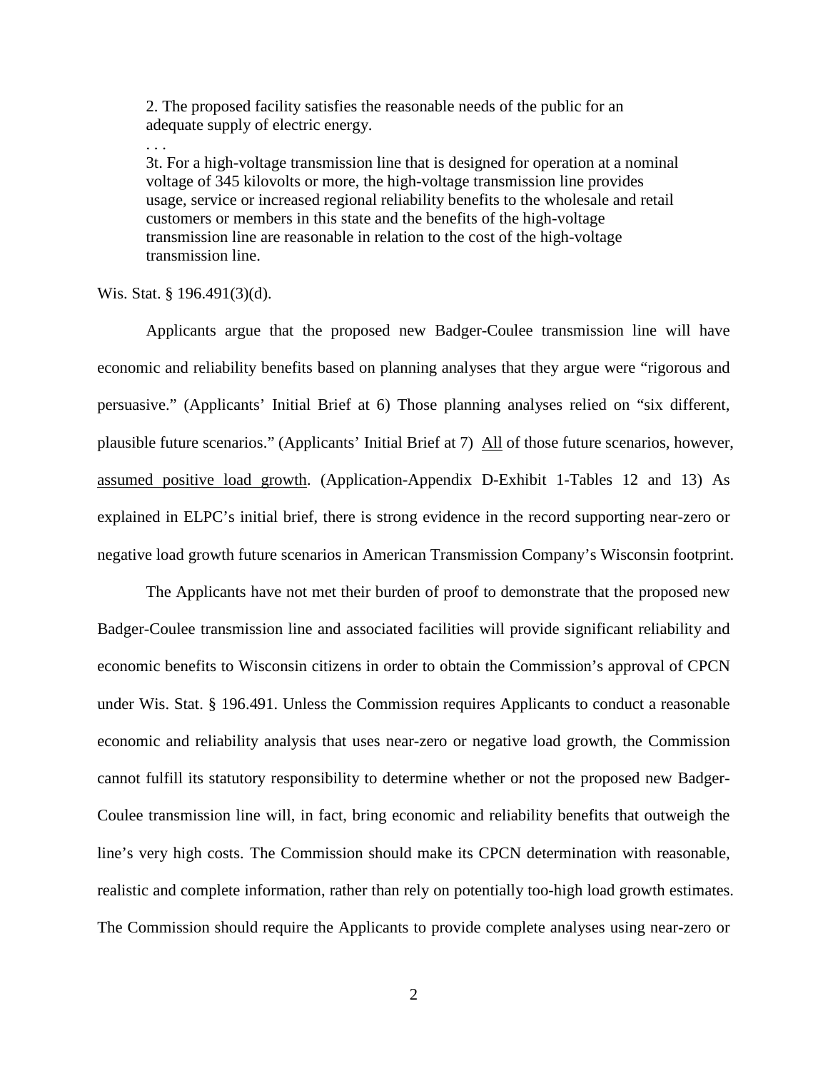> 2. The proposed facility satisfies the reasonable needs of the public for an adequate supply of electric energy.
>
> . . .
>
> 3t. For a high-voltage transmission line that is designed for operation at a nominal voltage of 345 kilovolts or more, the high-voltage transmission line provides usage, service or increased regional reliability benefits to the wholesale and retail customers or members in this state and the benefits of the high-voltage transmission line are reasonable in relation to the cost of the high-voltage transmission line.

Wis. Stat. § 196.491(3)(d).

Applicants argue that the proposed new Badger-Coulee transmission line will have economic and reliability benefits based on planning analyses that they argue were "rigorous and persuasive." (Applicants' Initial Brief at 6) Those planning analyses relied on "six different, plausible future scenarios." (Applicants' Initial Brief at 7) <u>All</u> of those future scenarios, however, <u>assumed positive load growth</u>. (Application-Appendix D-Exhibit 1-Tables 12 and 13) As explained in ELPC's initial brief, there is strong evidence in the record supporting near-zero or negative load growth future scenarios in American Transmission Company's Wisconsin footprint.

The Applicants have not met their burden of proof to demonstrate that the proposed new Badger-Coulee transmission line and associated facilities will provide significant reliability and economic benefits to Wisconsin citizens in order to obtain the Commission's approval of CPCN under Wis. Stat. § 196.491. Unless the Commission requires Applicants to conduct a reasonable economic and reliability analysis that uses near-zero or negative load growth, the Commission cannot fulfill its statutory responsibility to determine whether or not the proposed new Badger-Coulee transmission line will, in fact, bring economic and reliability benefits that outweigh the line's very high costs. The Commission should make its CPCN determination with reasonable, realistic and complete information, rather than rely on potentially too-high load growth estimates. The Commission should require the Applicants to provide complete analyses using near-zero or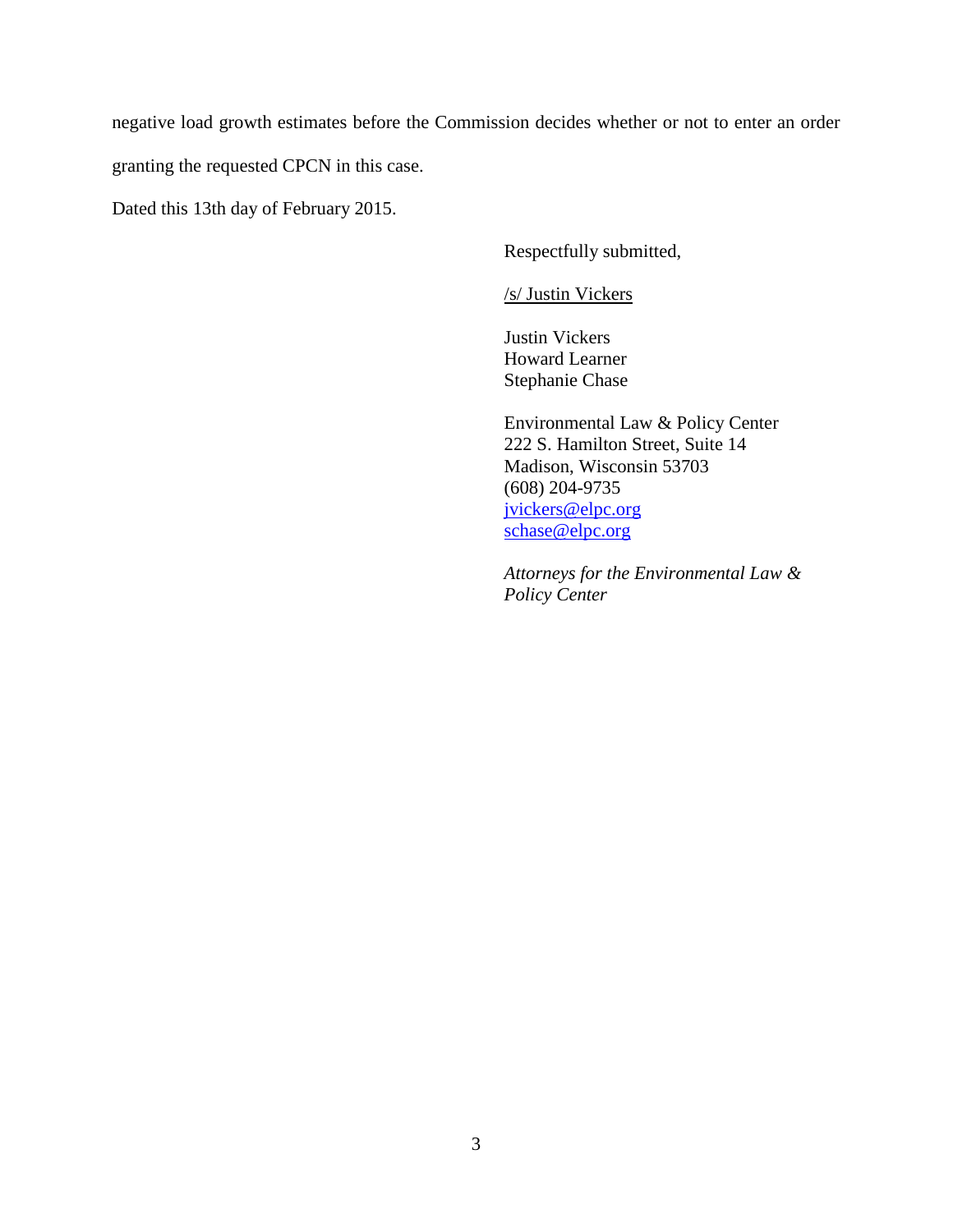negative load growth estimates before the Commission decides whether or not to enter an order granting the requested CPCN in this case.

Dated this 13th day of February 2015.

Respectfully submitted,

/s/ Justin Vickers

Justin Vickers
Howard Learner
Stephanie Chase

Environmental Law & Policy Center
222 S. Hamilton Street, Suite 14
Madison, Wisconsin 53703
(608) 204-9735
jvickers@elpc.org
schase@elpc.org

*Attorneys for the Environmental Law & Policy Center*